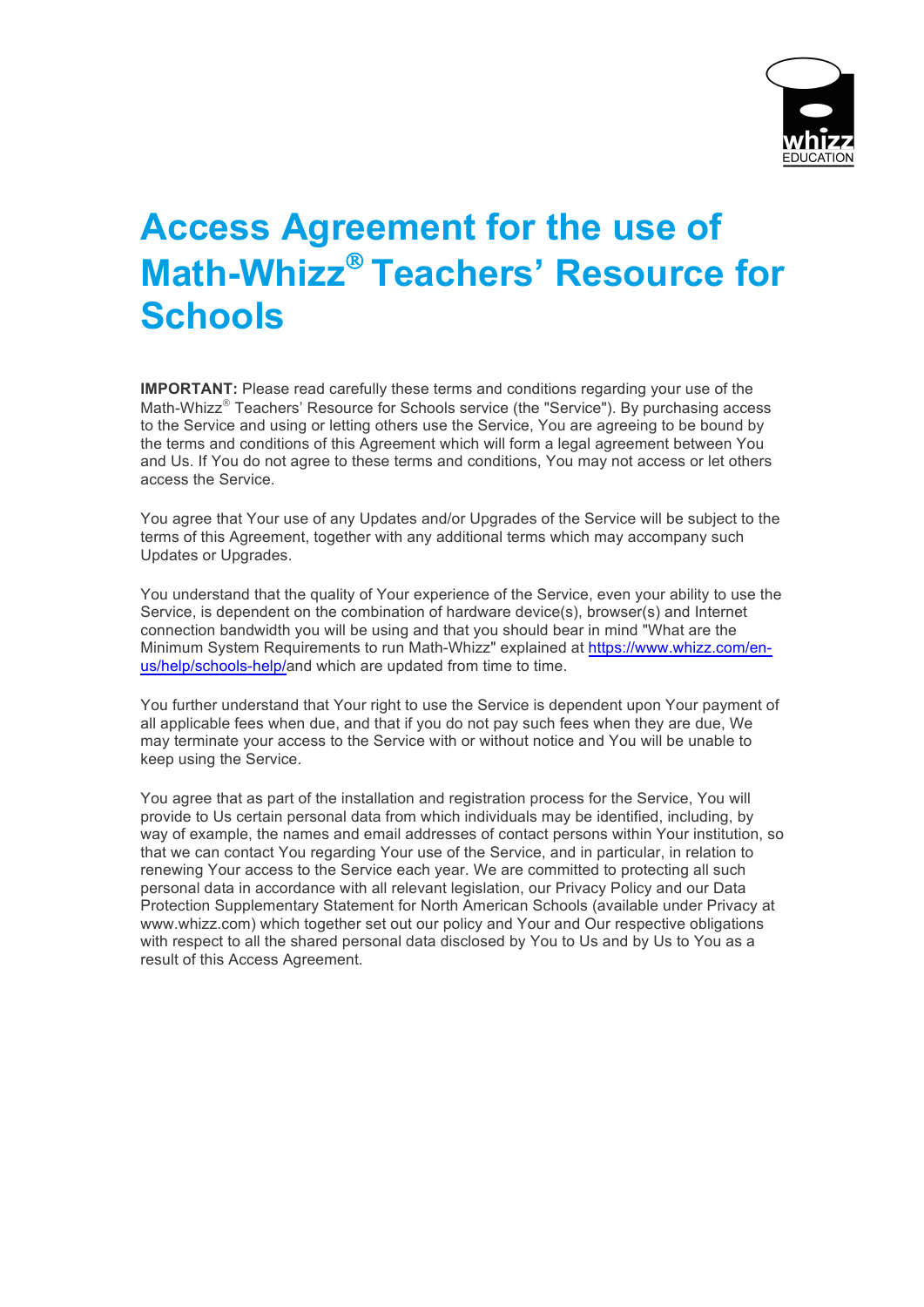# Access Agreement for the use of Math-Whizz® Teachers' Resource for Schools

**IMPORTANT:** Please read carefully these terms and conditions regarding your use of the Math-Whizz® Teachers' Resource for Schools service (the "Service"). By purchasing access to the Service and using or letting others use the Service, You are agreeing to be bound by the terms and conditions of this Agreement which will form a legal agreement between You and Us. If You do not agree to these terms and conditions, You may not access or let others access the Service.

You agree that Your use of any Updates and/or Upgrades of the Service will be subject to the terms of this Agreement, together with any additional terms which may accompany such Updates or Upgrades.

You understand that the quality of Your experience of the Service, even your ability to use the Service, is dependent on the combination of hardware device(s), browser(s) and Internet connection bandwidth you will be using and that you should bear in mind "What are the Minimum System Requirements to run Math-Whizz" explained at [https://www.whizz.com/en-us/help/schools-help/](https://www.whizz.com/en-us/help/schools-help/)and which are updated from time to time.

You further understand that Your right to use the Service is dependent upon Your payment of all applicable fees when due, and that if you do not pay such fees when they are due, We may terminate your access to the Service with or without notice and You will be unable to keep using the Service.

You agree that as part of the installation and registration process for the Service, You will provide to Us certain personal data from which individuals may be identified, including, by way of example, the names and email addresses of contact persons within Your institution, so that we can contact You regarding Your use of the Service, and in particular, in relation to renewing Your access to the Service each year. We are committed to protecting all such personal data in accordance with all relevant legislation, our Privacy Policy and our Data Protection Supplementary Statement for North American Schools (available under Privacy at www.whizz.com) which together set out our policy and Your and Our respective obligations with respect to all the shared personal data disclosed by You to Us and by Us to You as a result of this Access Agreement.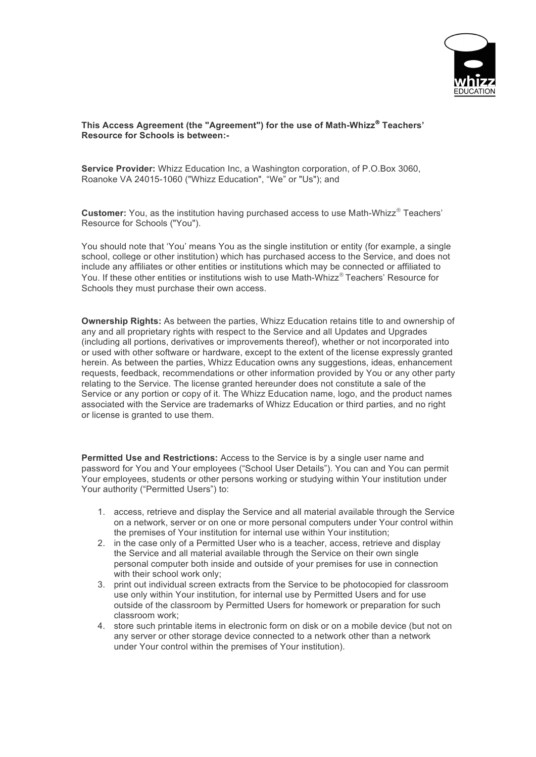**This Access Agreement (the "Agreement") for the use of Math-Whizz® Teachers' Resource for Schools is between:-**

**Service Provider:** Whizz Education Inc, a Washington corporation, of P.O.Box 3060, Roanoke VA 24015-1060 ("Whizz Education", "We" or "Us"); and

**Customer:** You, as the institution having purchased access to use Math-Whizz® Teachers' Resource for Schools ("You").

You should note that 'You' means You as the single institution or entity (for example, a single school, college or other institution) which has purchased access to the Service, and does not include any affiliates or other entities or institutions which may be connected or affiliated to You. If these other entities or institutions wish to use Math-Whizz® Teachers' Resource for Schools they must purchase their own access.

**Ownership Rights:** As between the parties, Whizz Education retains title to and ownership of any and all proprietary rights with respect to the Service and all Updates and Upgrades (including all portions, derivatives or improvements thereof), whether or not incorporated into or used with other software or hardware, except to the extent of the license expressly granted herein. As between the parties, Whizz Education owns any suggestions, ideas, enhancement requests, feedback, recommendations or other information provided by You or any other party relating to the Service. The license granted hereunder does not constitute a sale of the Service or any portion or copy of it. The Whizz Education name, logo, and the product names associated with the Service are trademarks of Whizz Education or third parties, and no right or license is granted to use them.

**Permitted Use and Restrictions:** Access to the Service is by a single user name and password for You and Your employees ("School User Details"). You can and You can permit Your employees, students or other persons working or studying within Your institution under Your authority ("Permitted Users") to:

1. access, retrieve and display the Service and all material available through the Service on a network, server or on one or more personal computers under Your control within the premises of Your institution for internal use within Your institution;
2. in the case only of a Permitted User who is a teacher, access, retrieve and display the Service and all material available through the Service on their own single personal computer both inside and outside of your premises for use in connection with their school work only;
3. print out individual screen extracts from the Service to be photocopied for classroom use only within Your institution, for internal use by Permitted Users and for use outside of the classroom by Permitted Users for homework or preparation for such classroom work;
4. store such printable items in electronic form on disk or on a mobile device (but not on any server or other storage device connected to a network other than a network under Your control within the premises of Your institution).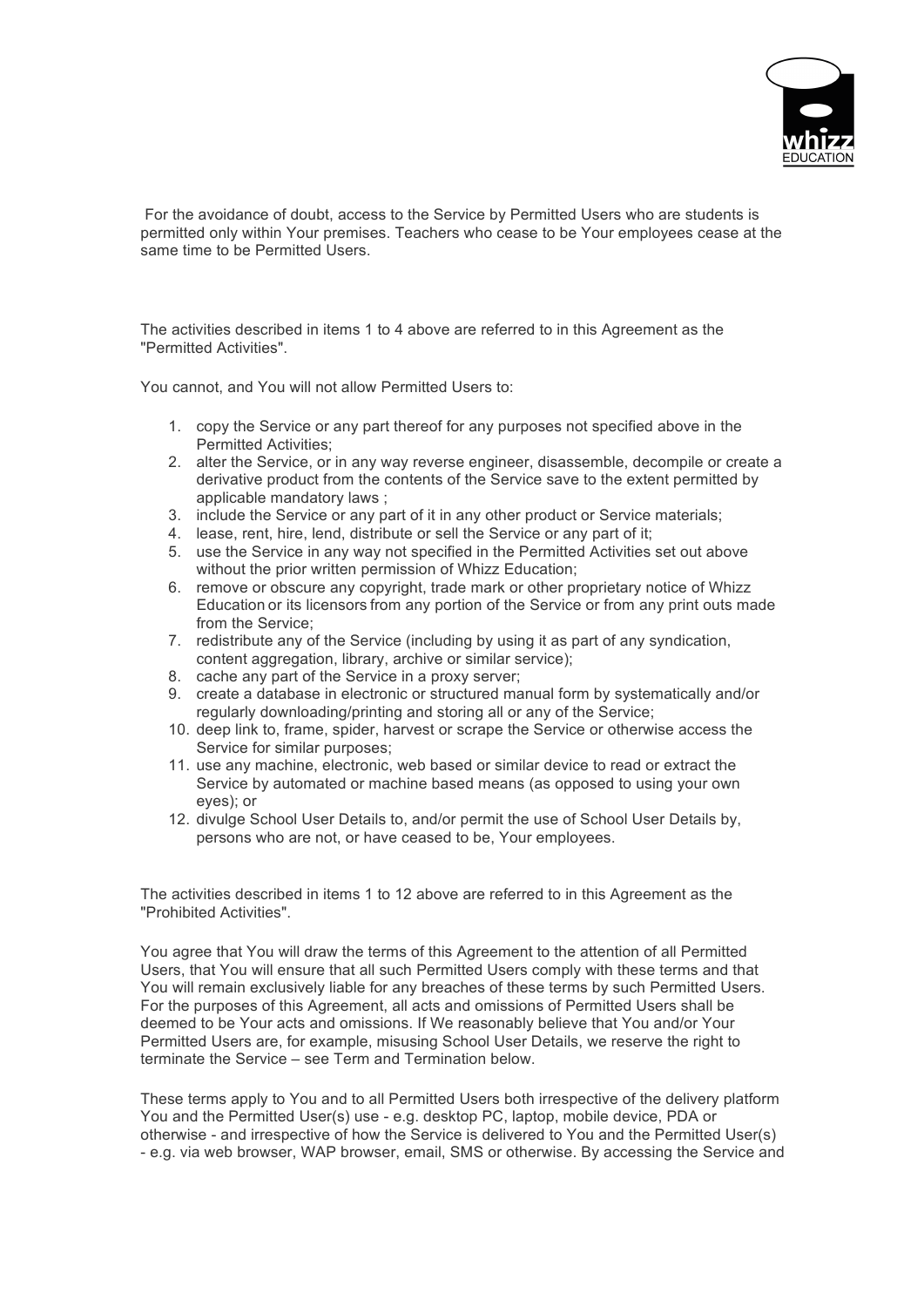For the avoidance of doubt, access to the Service by Permitted Users who are students is permitted only within Your premises. Teachers who cease to be Your employees cease at the same time to be Permitted Users.

The activities described in items 1 to 4 above are referred to in this Agreement as the "Permitted Activities".

You cannot, and You will not allow Permitted Users to:

1. copy the Service or any part thereof for any purposes not specified above in the Permitted Activities;
2. alter the Service, or in any way reverse engineer, disassemble, decompile or create a derivative product from the contents of the Service save to the extent permitted by applicable mandatory laws ;
3. include the Service or any part of it in any other product or Service materials;
4. lease, rent, hire, lend, distribute or sell the Service or any part of it;
5. use the Service in any way not specified in the Permitted Activities set out above without the prior written permission of Whizz Education;
6. remove or obscure any copyright, trade mark or other proprietary notice of Whizz Education or its licensors from any portion of the Service or from any print outs made from the Service;
7. redistribute any of the Service (including by using it as part of any syndication, content aggregation, library, archive or similar service);
8. cache any part of the Service in a proxy server;
9. create a database in electronic or structured manual form by systematically and/or regularly downloading/printing and storing all or any of the Service;
10. deep link to, frame, spider, harvest or scrape the Service or otherwise access the Service for similar purposes;
11. use any machine, electronic, web based or similar device to read or extract the Service by automated or machine based means (as opposed to using your own eyes); or
12. divulge School User Details to, and/or permit the use of School User Details by, persons who are not, or have ceased to be, Your employees.

The activities described in items 1 to 12 above are referred to in this Agreement as the "Prohibited Activities".

You agree that You will draw the terms of this Agreement to the attention of all Permitted Users, that You will ensure that all such Permitted Users comply with these terms and that You will remain exclusively liable for any breaches of these terms by such Permitted Users. For the purposes of this Agreement, all acts and omissions of Permitted Users shall be deemed to be Your acts and omissions. If We reasonably believe that You and/or Your Permitted Users are, for example, misusing School User Details, we reserve the right to terminate the Service – see Term and Termination below.

These terms apply to You and to all Permitted Users both irrespective of the delivery platform You and the Permitted User(s) use - e.g. desktop PC, laptop, mobile device, PDA or otherwise - and irrespective of how the Service is delivered to You and the Permitted User(s) - e.g. via web browser, WAP browser, email, SMS or otherwise. By accessing the Service and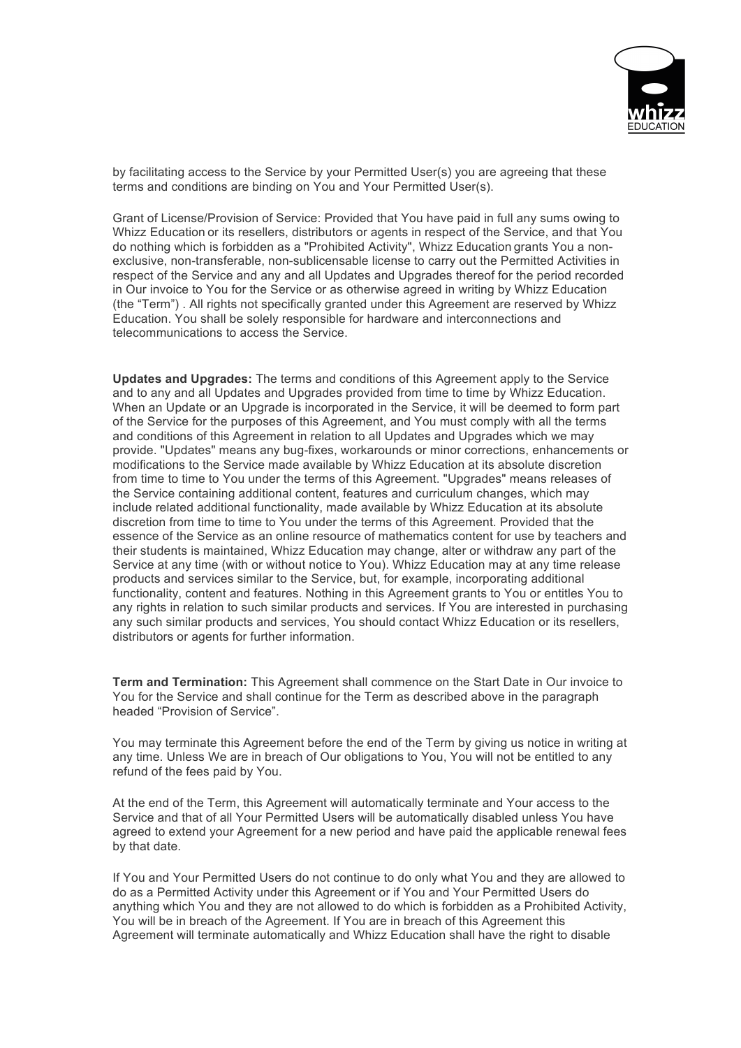by facilitating access to the Service by your Permitted User(s) you are agreeing that these terms and conditions are binding on You and Your Permitted User(s).

Grant of License/Provision of Service: Provided that You have paid in full any sums owing to Whizz Education or its resellers, distributors or agents in respect of the Service, and that You do nothing which is forbidden as a "Prohibited Activity", Whizz Education grants You a non-exclusive, non-transferable, non-sublicensable license to carry out the Permitted Activities in respect of the Service and any and all Updates and Upgrades thereof for the period recorded in Our invoice to You for the Service or as otherwise agreed in writing by Whizz Education (the "Term") . All rights not specifically granted under this Agreement are reserved by Whizz Education. You shall be solely responsible for hardware and interconnections and telecommunications to access the Service.

**Updates and Upgrades:** The terms and conditions of this Agreement apply to the Service and to any and all Updates and Upgrades provided from time to time by Whizz Education. When an Update or an Upgrade is incorporated in the Service, it will be deemed to form part of the Service for the purposes of this Agreement, and You must comply with all the terms and conditions of this Agreement in relation to all Updates and Upgrades which we may provide. "Updates" means any bug-fixes, workarounds or minor corrections, enhancements or modifications to the Service made available by Whizz Education at its absolute discretion from time to time to You under the terms of this Agreement. "Upgrades" means releases of the Service containing additional content, features and curriculum changes, which may include related additional functionality, made available by Whizz Education at its absolute discretion from time to time to You under the terms of this Agreement. Provided that the essence of the Service as an online resource of mathematics content for use by teachers and their students is maintained, Whizz Education may change, alter or withdraw any part of the Service at any time (with or without notice to You). Whizz Education may at any time release products and services similar to the Service, but, for example, incorporating additional functionality, content and features. Nothing in this Agreement grants to You or entitles You to any rights in relation to such similar products and services. If You are interested in purchasing any such similar products and services, You should contact Whizz Education or its resellers, distributors or agents for further information.

**Term and Termination:** This Agreement shall commence on the Start Date in Our invoice to You for the Service and shall continue for the Term as described above in the paragraph headed "Provision of Service".

You may terminate this Agreement before the end of the Term by giving us notice in writing at any time. Unless We are in breach of Our obligations to You, You will not be entitled to any refund of the fees paid by You.

At the end of the Term, this Agreement will automatically terminate and Your access to the Service and that of all Your Permitted Users will be automatically disabled unless You have agreed to extend your Agreement for a new period and have paid the applicable renewal fees by that date.

If You and Your Permitted Users do not continue to do only what You and they are allowed to do as a Permitted Activity under this Agreement or if You and Your Permitted Users do anything which You and they are not allowed to do which is forbidden as a Prohibited Activity, You will be in breach of the Agreement. If You are in breach of this Agreement this Agreement will terminate automatically and Whizz Education shall have the right to disable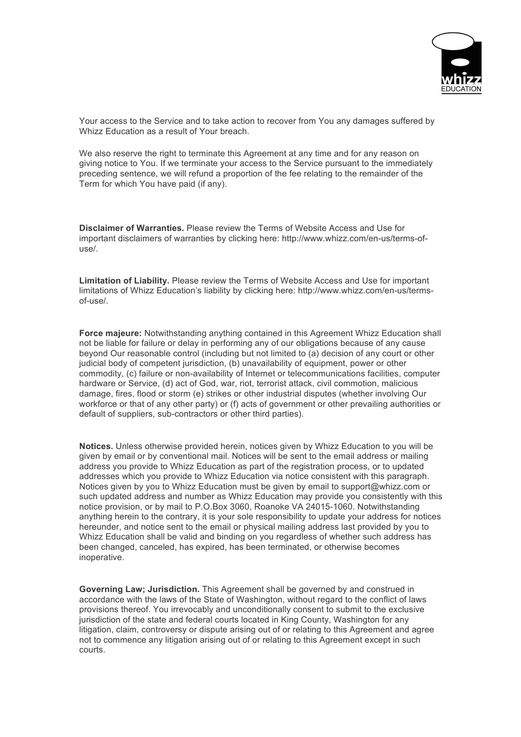Your access to the Service and to take action to recover from You any damages suffered by Whizz Education as a result of Your breach.

We also reserve the right to terminate this Agreement at any time and for any reason on giving notice to You. If we terminate your access to the Service pursuant to the immediately preceding sentence, we will refund a proportion of the fee relating to the remainder of the Term for which You have paid (if any).

**Disclaimer of Warranties.** Please review the Terms of Website Access and Use for important disclaimers of warranties by clicking here: http://www.whizz.com/en-us/terms-of-use/.

**Limitation of Liability.** Please review the Terms of Website Access and Use for important limitations of Whizz Education's liability by clicking here: http://www.whizz.com/en-us/terms-of-use/.

**Force majeure:** Notwithstanding anything contained in this Agreement Whizz Education shall not be liable for failure or delay in performing any of our obligations because of any cause beyond Our reasonable control (including but not limited to (a) decision of any court or other judicial body of competent jurisdiction, (b) unavailability of equipment, power or other commodity, (c) failure or non-availability of Internet or telecommunications facilities, computer hardware or Service, (d) act of God, war, riot, terrorist attack, civil commotion, malicious damage, fires, flood or storm (e) strikes or other industrial disputes (whether involving Our workforce or that of any other party) or (f) acts of government or other prevailing authorities or default of suppliers, sub-contractors or other third parties).

**Notices.** Unless otherwise provided herein, notices given by Whizz Education to you will be given by email or by conventional mail. Notices will be sent to the email address or mailing address you provide to Whizz Education as part of the registration process, or to updated addresses which you provide to Whizz Education via notice consistent with this paragraph. Notices given by you to Whizz Education must be given by email to support@whizz.com or such updated address and number as Whizz Education may provide you consistently with this notice provision, or by mail to P.O.Box 3060, Roanoke VA 24015-1060. Notwithstanding anything herein to the contrary, it is your sole responsibility to update your address for notices hereunder, and notice sent to the email or physical mailing address last provided by you to Whizz Education shall be valid and binding on you regardless of whether such address has been changed, canceled, has expired, has been terminated, or otherwise becomes inoperative.

**Governing Law; Jurisdiction.** This Agreement shall be governed by and construed in accordance with the laws of the State of Washington, without regard to the conflict of laws provisions thereof. You irrevocably and unconditionally consent to submit to the exclusive jurisdiction of the state and federal courts located in King County, Washington for any litigation, claim, controversy or dispute arising out of or relating to this Agreement and agree not to commence any litigation arising out of or relating to this Agreement except in such courts.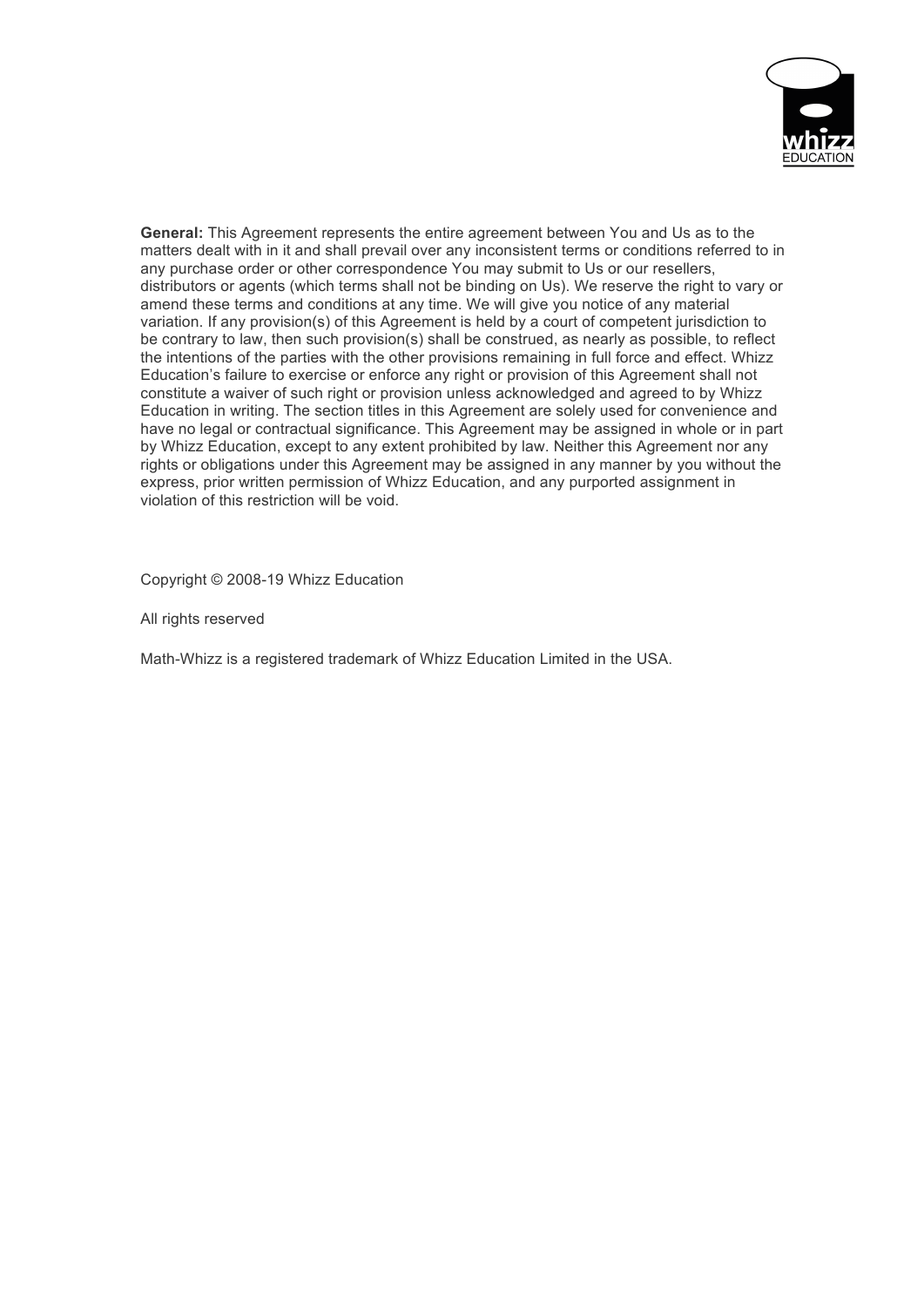**General:** This Agreement represents the entire agreement between You and Us as to the matters dealt with in it and shall prevail over any inconsistent terms or conditions referred to in any purchase order or other correspondence You may submit to Us or our resellers, distributors or agents (which terms shall not be binding on Us). We reserve the right to vary or amend these terms and conditions at any time. We will give you notice of any material variation. If any provision(s) of this Agreement is held by a court of competent jurisdiction to be contrary to law, then such provision(s) shall be construed, as nearly as possible, to reflect the intentions of the parties with the other provisions remaining in full force and effect. Whizz Education's failure to exercise or enforce any right or provision of this Agreement shall not constitute a waiver of such right or provision unless acknowledged and agreed to by Whizz Education in writing. The section titles in this Agreement are solely used for convenience and have no legal or contractual significance. This Agreement may be assigned in whole or in part by Whizz Education, except to any extent prohibited by law. Neither this Agreement nor any rights or obligations under this Agreement may be assigned in any manner by you without the express, prior written permission of Whizz Education, and any purported assignment in violation of this restriction will be void.

Copyright © 2008-19 Whizz Education

All rights reserved

Math-Whizz is a registered trademark of Whizz Education Limited in the USA.